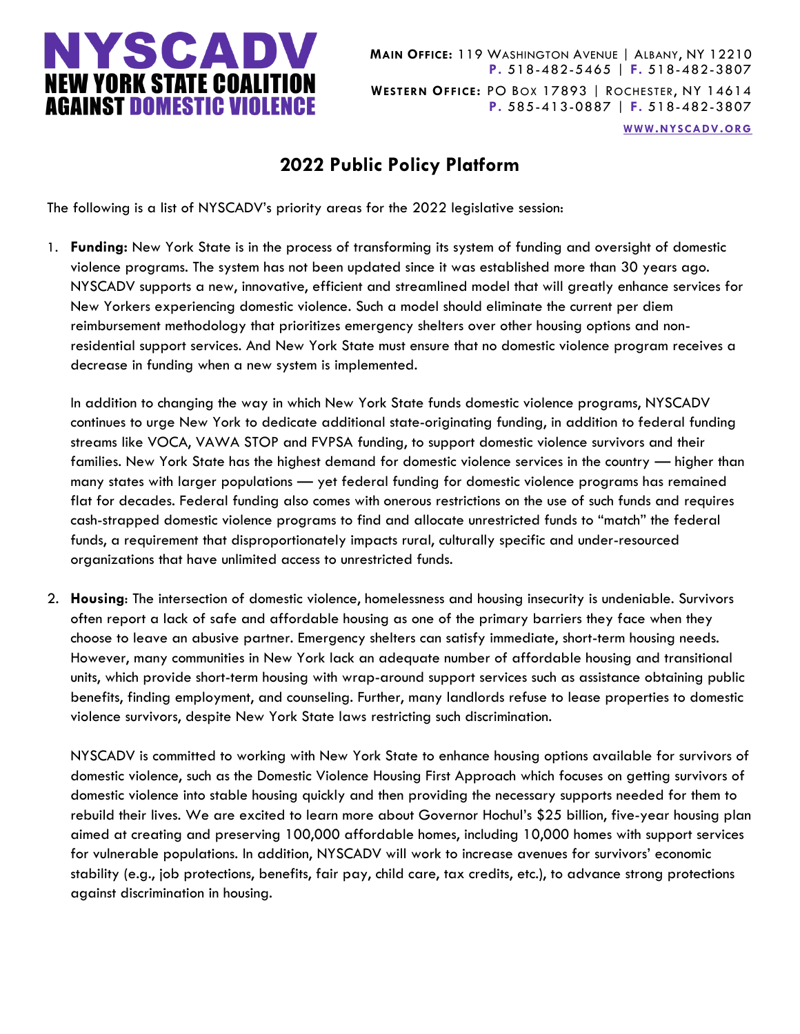# NYSCADV
## NEW YORK STATE COALITION AGAINST DOMESTIC VIOLENCE

**MAIN OFFICE:** 119 WASHINGTON AVENUE | ALBANY, NY 12210
**P.** 518-482-5465 | **F.** 518-482-3807

**WESTERN OFFICE:** PO BOX 17893 | ROCHESTER, NY 14614
**P.** 585-413-0887 | **F.** 518-482-3807

WWW.NYSCADV.ORG

## 2022 Public Policy Platform

The following is a list of NYSCADV's priority areas for the 2022 legislative session:

1. **Funding:** New York State is in the process of transforming its system of funding and oversight of domestic violence programs. The system has not been updated since it was established more than 30 years ago. NYSCADV supports a new, innovative, efficient and streamlined model that will greatly enhance services for New Yorkers experiencing domestic violence. Such a model should eliminate the current per diem reimbursement methodology that prioritizes emergency shelters over other housing options and non-residential support services. And New York State must ensure that no domestic violence program receives a decrease in funding when a new system is implemented.

   In addition to changing the way in which New York State funds domestic violence programs, NYSCADV continues to urge New York to dedicate additional state-originating funding, in addition to federal funding streams like VOCA, VAWA STOP and FVPSA funding, to support domestic violence survivors and their families. New York State has the highest demand for domestic violence services in the country — higher than many states with larger populations — yet federal funding for domestic violence programs has remained flat for decades. Federal funding also comes with onerous restrictions on the use of such funds and requires cash-strapped domestic violence programs to find and allocate unrestricted funds to "match" the federal funds, a requirement that disproportionately impacts rural, culturally specific and under-resourced organizations that have unlimited access to unrestricted funds.

2. **Housing**: The intersection of domestic violence, homelessness and housing insecurity is undeniable. Survivors often report a lack of safe and affordable housing as one of the primary barriers they face when they choose to leave an abusive partner. Emergency shelters can satisfy immediate, short-term housing needs. However, many communities in New York lack an adequate number of affordable housing and transitional units, which provide short-term housing with wrap-around support services such as assistance obtaining public benefits, finding employment, and counseling. Further, many landlords refuse to lease properties to domestic violence survivors, despite New York State laws restricting such discrimination.

   NYSCADV is committed to working with New York State to enhance housing options available for survivors of domestic violence, such as the Domestic Violence Housing First Approach which focuses on getting survivors of domestic violence into stable housing quickly and then providing the necessary supports needed for them to rebuild their lives. We are excited to learn more about Governor Hochul's $25 billion, five-year housing plan aimed at creating and preserving 100,000 affordable homes, including 10,000 homes with support services for vulnerable populations. In addition, NYSCADV will work to increase avenues for survivors' economic stability (e.g., job protections, benefits, fair pay, child care, tax credits, etc.), to advance strong protections against discrimination in housing.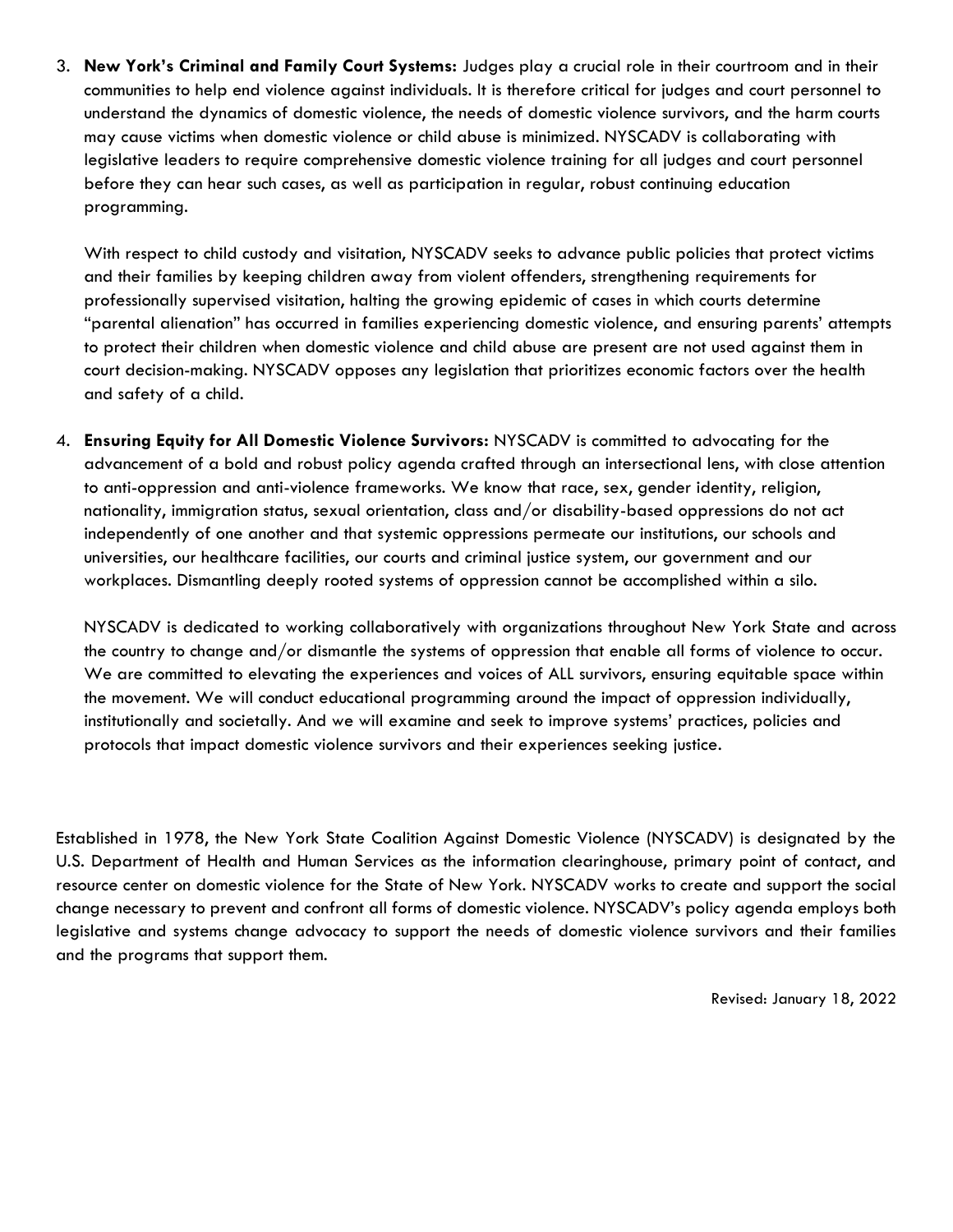3. **New York's Criminal and Family Court Systems:** Judges play a crucial role in their courtroom and in their communities to help end violence against individuals. It is therefore critical for judges and court personnel to understand the dynamics of domestic violence, the needs of domestic violence survivors, and the harm courts may cause victims when domestic violence or child abuse is minimized. NYSCADV is collaborating with legislative leaders to require comprehensive domestic violence training for all judges and court personnel before they can hear such cases, as well as participation in regular, robust continuing education programming.

   With respect to child custody and visitation, NYSCADV seeks to advance public policies that protect victims and their families by keeping children away from violent offenders, strengthening requirements for professionally supervised visitation, halting the growing epidemic of cases in which courts determine "parental alienation" has occurred in families experiencing domestic violence, and ensuring parents' attempts to protect their children when domestic violence and child abuse are present are not used against them in court decision-making. NYSCADV opposes any legislation that prioritizes economic factors over the health and safety of a child.

4. **Ensuring Equity for All Domestic Violence Survivors:** NYSCADV is committed to advocating for the advancement of a bold and robust policy agenda crafted through an intersectional lens, with close attention to anti-oppression and anti-violence frameworks. We know that race, sex, gender identity, religion, nationality, immigration status, sexual orientation, class and/or disability-based oppressions do not act independently of one another and that systemic oppressions permeate our institutions, our schools and universities, our healthcare facilities, our courts and criminal justice system, our government and our workplaces. Dismantling deeply rooted systems of oppression cannot be accomplished within a silo.

   NYSCADV is dedicated to working collaboratively with organizations throughout New York State and across the country to change and/or dismantle the systems of oppression that enable all forms of violence to occur. We are committed to elevating the experiences and voices of ALL survivors, ensuring equitable space within the movement. We will conduct educational programming around the impact of oppression individually, institutionally and societally. And we will examine and seek to improve systems' practices, policies and protocols that impact domestic violence survivors and their experiences seeking justice.

Established in 1978, the New York State Coalition Against Domestic Violence (NYSCADV) is designated by the U.S. Department of Health and Human Services as the information clearinghouse, primary point of contact, and resource center on domestic violence for the State of New York. NYSCADV works to create and support the social change necessary to prevent and confront all forms of domestic violence. NYSCADV's policy agenda employs both legislative and systems change advocacy to support the needs of domestic violence survivors and their families and the programs that support them.

Revised: January 18, 2022